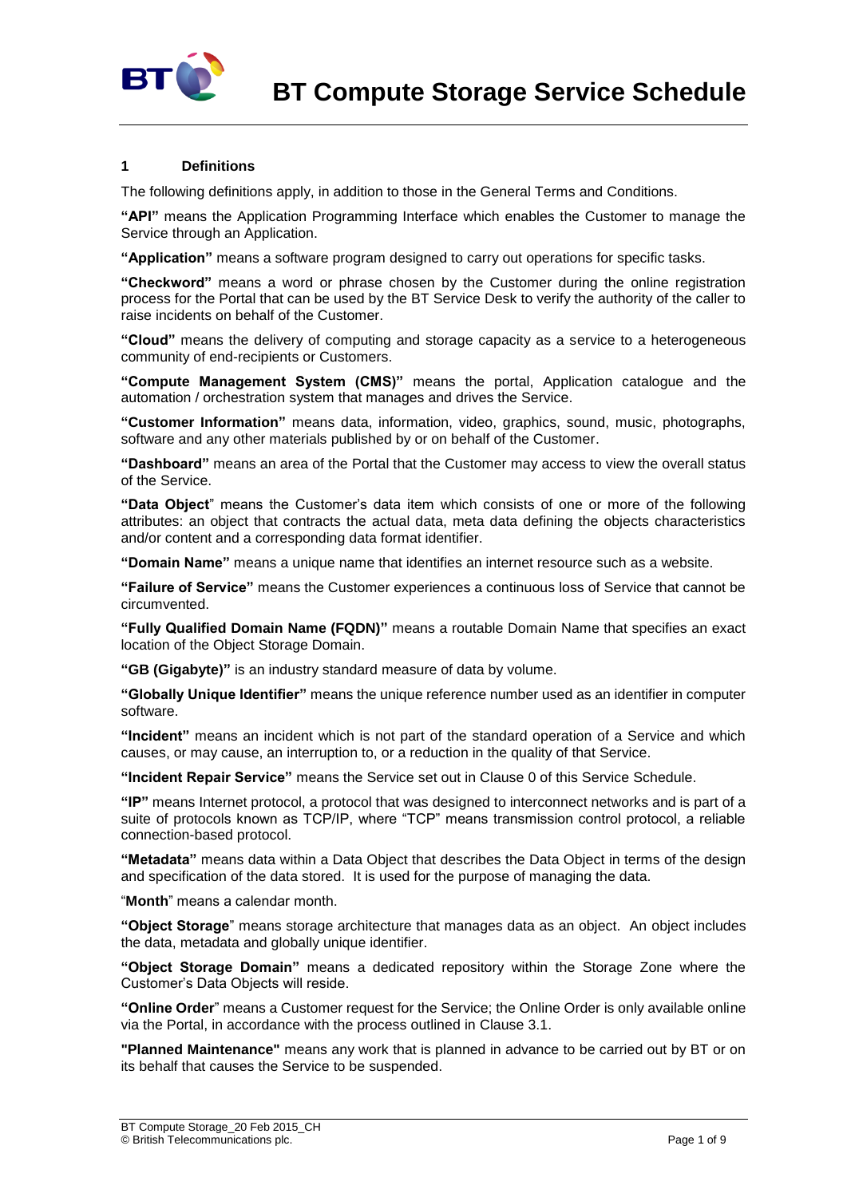# BT Compute Storage Service Schedule

## 1 Definitions

The following definitions apply, in addition to those in the General Terms and Conditions.

**"API"** means the Application Programming Interface which enables the Customer to manage the Service through an Application.

**"Application"** means a software program designed to carry out operations for specific tasks.

**"Checkword"** means a word or phrase chosen by the Customer during the online registration process for the Portal that can be used by the BT Service Desk to verify the authority of the caller to raise incidents on behalf of the Customer.

**"Cloud"** means the delivery of computing and storage capacity as a service to a heterogeneous community of end-recipients or Customers.

**"Compute Management System (CMS)"** means the portal, Application catalogue and the automation / orchestration system that manages and drives the Service.

**"Customer Information"** means data, information, video, graphics, sound, music, photographs, software and any other materials published by or on behalf of the Customer.

**"Dashboard"** means an area of the Portal that the Customer may access to view the overall status of the Service.

**"Data Object**" means the Customer's data item which consists of one or more of the following attributes: an object that contracts the actual data, meta data defining the objects characteristics and/or content and a corresponding data format identifier.

**"Domain Name"** means a unique name that identifies an internet resource such as a website.

**"Failure of Service"** means the Customer experiences a continuous loss of Service that cannot be circumvented.

**"Fully Qualified Domain Name (FQDN)"** means a routable Domain Name that specifies an exact location of the Object Storage Domain.

**"GB (Gigabyte)"** is an industry standard measure of data by volume.

**"Globally Unique Identifier"** means the unique reference number used as an identifier in computer software.

**"Incident"** means an incident which is not part of the standard operation of a Service and which causes, or may cause, an interruption to, or a reduction in the quality of that Service.

**"Incident Repair Service"** means the Service set out in Clause 0 of this Service Schedule.

**"IP"** means Internet protocol, a protocol that was designed to interconnect networks and is part of a suite of protocols known as TCP/IP, where "TCP" means transmission control protocol, a reliable connection-based protocol.

**"Metadata"** means data within a Data Object that describes the Data Object in terms of the design and specification of the data stored. It is used for the purpose of managing the data.

"**Month**" means a calendar month.

**"Object Storage**" means storage architecture that manages data as an object. An object includes the data, metadata and globally unique identifier.

**"Object Storage Domain"** means a dedicated repository within the Storage Zone where the Customer's Data Objects will reside.

**"Online Order**" means a Customer request for the Service; the Online Order is only available online via the Portal, in accordance with the process outlined in Clause 3.1.

**"Planned Maintenance"** means any work that is planned in advance to be carried out by BT or on its behalf that causes the Service to be suspended.

BT Compute Storage_20 Feb 2015_CH
© British Telecommunications plc.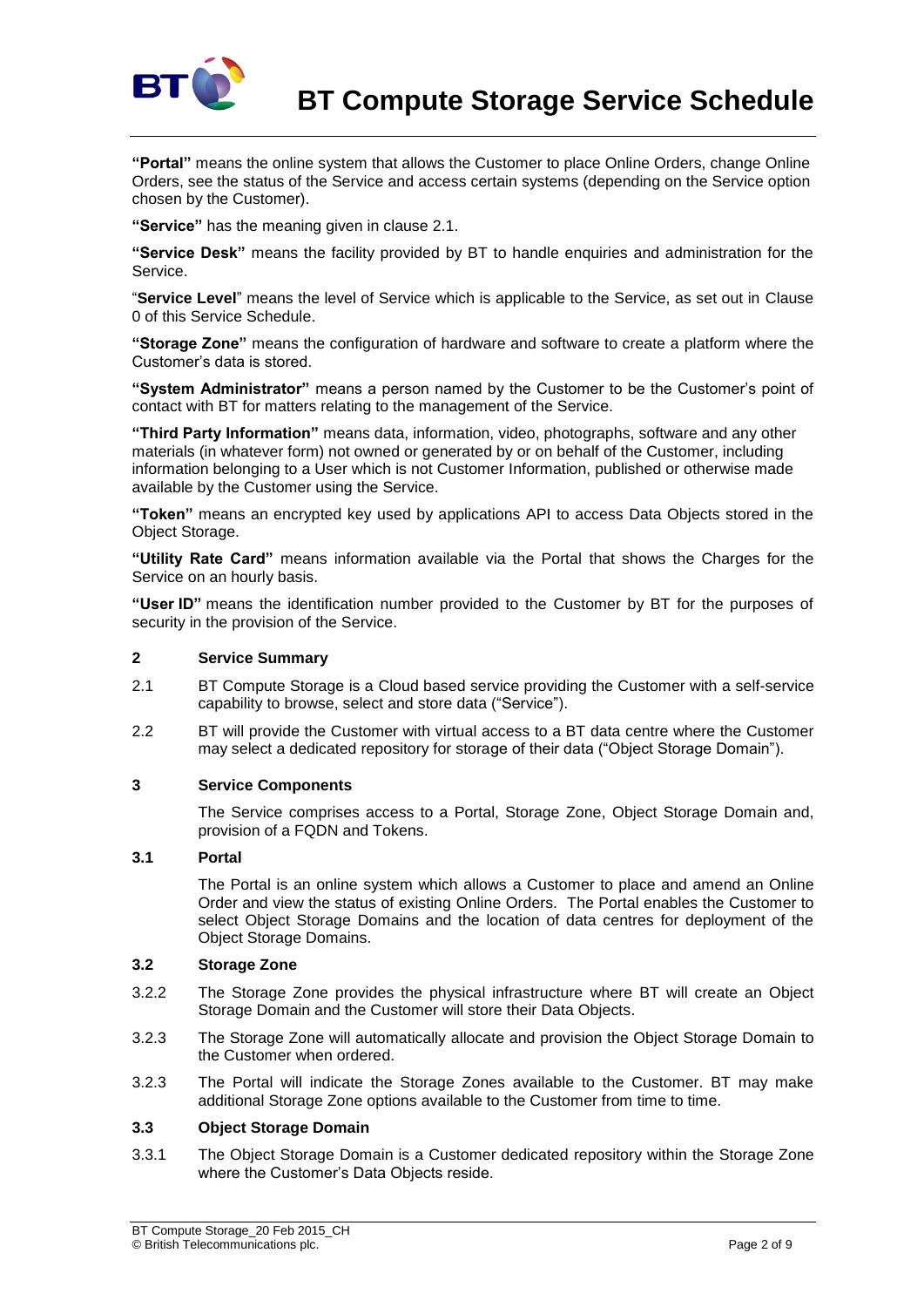**"Portal"** means the online system that allows the Customer to place Online Orders, change Online Orders, see the status of the Service and access certain systems (depending on the Service option chosen by the Customer).

**"Service"** has the meaning given in clause 2.1.

**"Service Desk"** means the facility provided by BT to handle enquiries and administration for the Service.

"**Service Level**" means the level of Service which is applicable to the Service, as set out in Clause 0 of this Service Schedule.

**"Storage Zone"** means the configuration of hardware and software to create a platform where the Customer's data is stored.

**"System Administrator"** means a person named by the Customer to be the Customer's point of contact with BT for matters relating to the management of the Service.

**"Third Party Information"** means data, information, video, photographs, software and any other materials (in whatever form) not owned or generated by or on behalf of the Customer, including information belonging to a User which is not Customer Information, published or otherwise made available by the Customer using the Service.

**"Token"** means an encrypted key used by applications API to access Data Objects stored in the Object Storage.

**"Utility Rate Card"** means information available via the Portal that shows the Charges for the Service on an hourly basis.

**"User ID"** means the identification number provided to the Customer by BT for the purposes of security in the provision of the Service.

## 2 Service Summary

2.1 BT Compute Storage is a Cloud based service providing the Customer with a self-service capability to browse, select and store data ("Service").

2.2 BT will provide the Customer with virtual access to a BT data centre where the Customer may select a dedicated repository for storage of their data ("Object Storage Domain").

## 3 Service Components

The Service comprises access to a Portal, Storage Zone, Object Storage Domain and, provision of a FQDN and Tokens.

### 3.1 Portal

The Portal is an online system which allows a Customer to place and amend an Online Order and view the status of existing Online Orders. The Portal enables the Customer to select Object Storage Domains and the location of data centres for deployment of the Object Storage Domains.

### 3.2 Storage Zone

3.2.2 The Storage Zone provides the physical infrastructure where BT will create an Object Storage Domain and the Customer will store their Data Objects.

3.2.3 The Storage Zone will automatically allocate and provision the Object Storage Domain to the Customer when ordered.

3.2.3 The Portal will indicate the Storage Zones available to the Customer. BT may make additional Storage Zone options available to the Customer from time to time.

### 3.3 Object Storage Domain

3.3.1 The Object Storage Domain is a Customer dedicated repository within the Storage Zone where the Customer's Data Objects reside.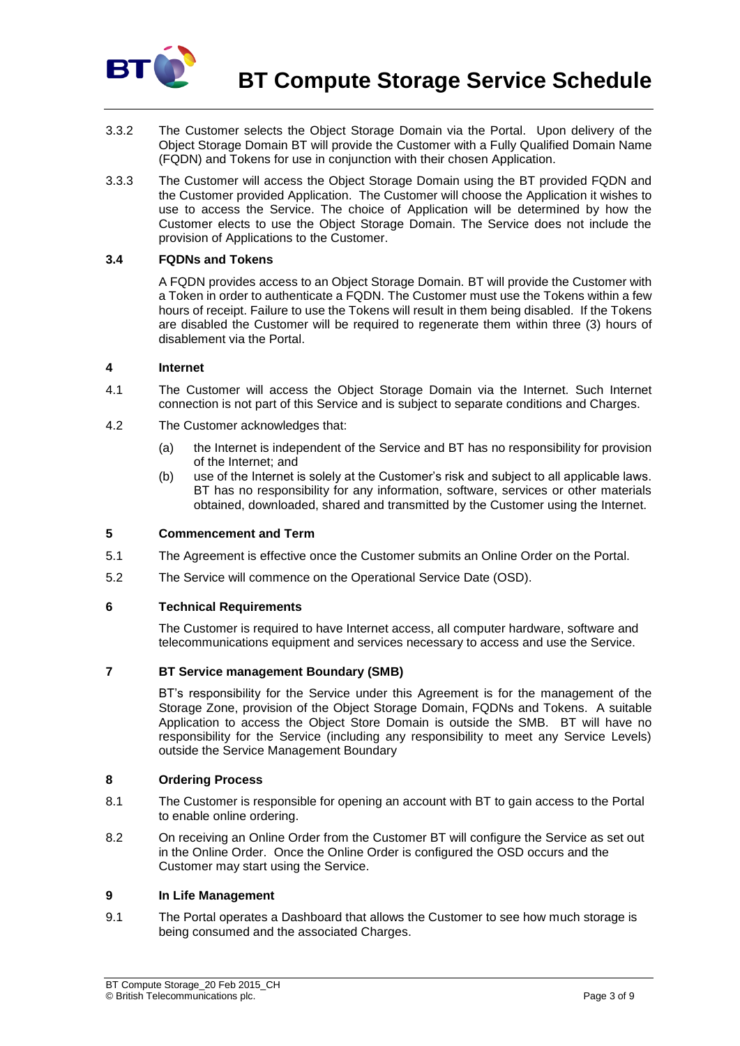3.3.2 The Customer selects the Object Storage Domain via the Portal. Upon delivery of the Object Storage Domain BT will provide the Customer with a Fully Qualified Domain Name (FQDN) and Tokens for use in conjunction with their chosen Application.

3.3.3 The Customer will access the Object Storage Domain using the BT provided FQDN and the Customer provided Application. The Customer will choose the Application it wishes to use to access the Service. The choice of Application will be determined by how the Customer elects to use the Object Storage Domain. The Service does not include the provision of Applications to the Customer.

### 3.4 FQDNs and Tokens

A FQDN provides access to an Object Storage Domain. BT will provide the Customer with a Token in order to authenticate a FQDN. The Customer must use the Tokens within a few hours of receipt. Failure to use the Tokens will result in them being disabled. If the Tokens are disabled the Customer will be required to regenerate them within three (3) hours of disablement via the Portal.

## 4 Internet

4.1 The Customer will access the Object Storage Domain via the Internet. Such Internet connection is not part of this Service and is subject to separate conditions and Charges.

4.2 The Customer acknowledges that:

- (a) the Internet is independent of the Service and BT has no responsibility for provision of the Internet; and
- (b) use of the Internet is solely at the Customer's risk and subject to all applicable laws. BT has no responsibility for any information, software, services or other materials obtained, downloaded, shared and transmitted by the Customer using the Internet.

## 5 Commencement and Term

5.1 The Agreement is effective once the Customer submits an Online Order on the Portal.

5.2 The Service will commence on the Operational Service Date (OSD).

## 6 Technical Requirements

The Customer is required to have Internet access, all computer hardware, software and telecommunications equipment and services necessary to access and use the Service.

## 7 BT Service management Boundary (SMB)

BT's responsibility for the Service under this Agreement is for the management of the Storage Zone, provision of the Object Storage Domain, FQDNs and Tokens. A suitable Application to access the Object Store Domain is outside the SMB. BT will have no responsibility for the Service (including any responsibility to meet any Service Levels) outside the Service Management Boundary

## 8 Ordering Process

8.1 The Customer is responsible for opening an account with BT to gain access to the Portal to enable online ordering.

8.2 On receiving an Online Order from the Customer BT will configure the Service as set out in the Online Order. Once the Online Order is configured the OSD occurs and the Customer may start using the Service.

## 9 In Life Management

9.1 The Portal operates a Dashboard that allows the Customer to see how much storage is being consumed and the associated Charges.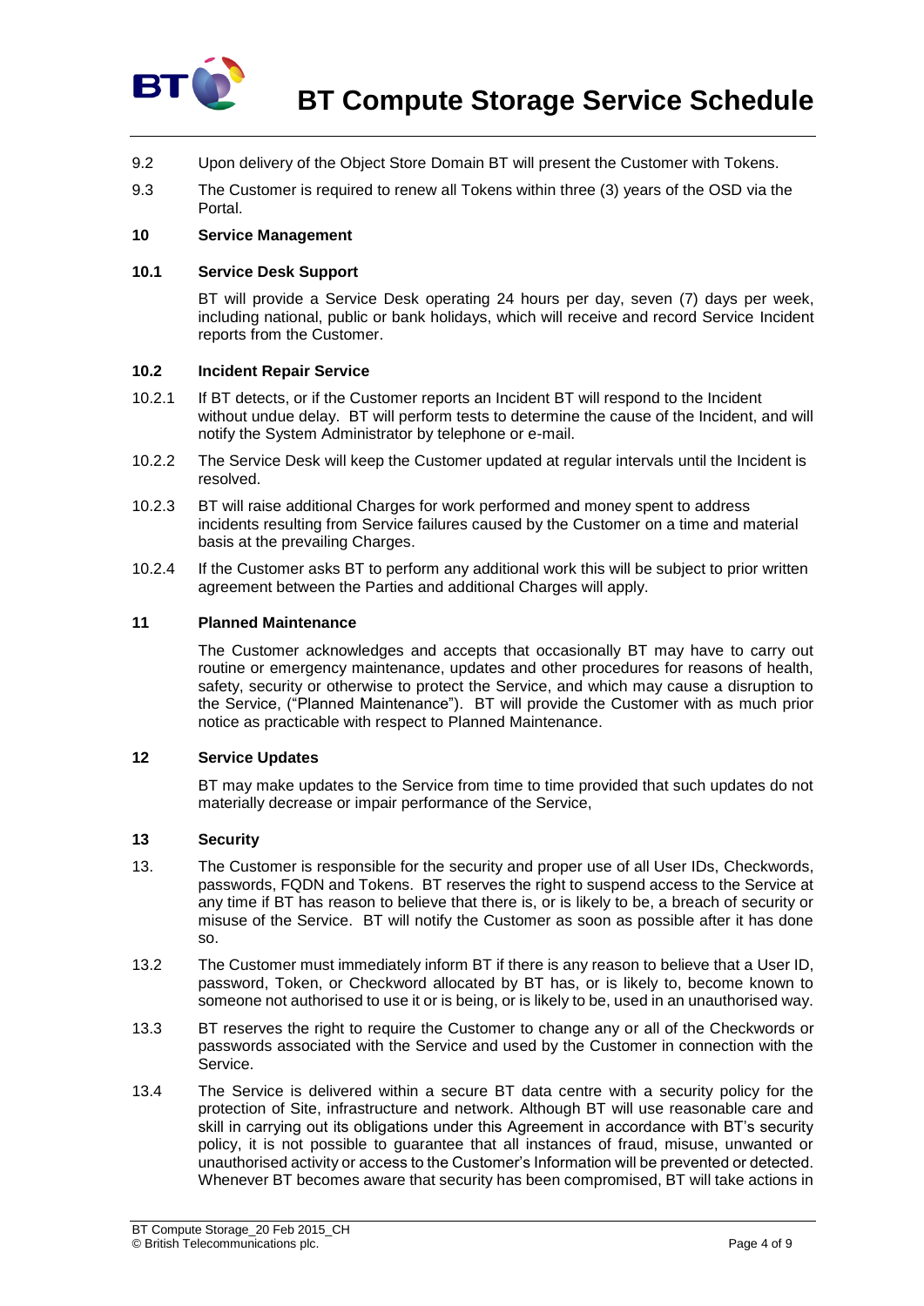9.2 Upon delivery of the Object Store Domain BT will present the Customer with Tokens.

9.3 The Customer is required to renew all Tokens within three (3) years of the OSD via the Portal.

**10 Service Management**

**10.1 Service Desk Support**

BT will provide a Service Desk operating 24 hours per day, seven (7) days per week, including national, public or bank holidays, which will receive and record Service Incident reports from the Customer.

**10.2 Incident Repair Service**

10.2.1 If BT detects, or if the Customer reports an Incident BT will respond to the Incident without undue delay. BT will perform tests to determine the cause of the Incident, and will notify the System Administrator by telephone or e-mail.

10.2.2 The Service Desk will keep the Customer updated at regular intervals until the Incident is resolved.

10.2.3 BT will raise additional Charges for work performed and money spent to address incidents resulting from Service failures caused by the Customer on a time and material basis at the prevailing Charges.

10.2.4 If the Customer asks BT to perform any additional work this will be subject to prior written agreement between the Parties and additional Charges will apply.

**11 Planned Maintenance**

The Customer acknowledges and accepts that occasionally BT may have to carry out routine or emergency maintenance, updates and other procedures for reasons of health, safety, security or otherwise to protect the Service, and which may cause a disruption to the Service, ("Planned Maintenance"). BT will provide the Customer with as much prior notice as practicable with respect to Planned Maintenance.

**12 Service Updates**

BT may make updates to the Service from time to time provided that such updates do not materially decrease or impair performance of the Service,

**13 Security**

13. The Customer is responsible for the security and proper use of all User IDs, Checkwords, passwords, FQDN and Tokens. BT reserves the right to suspend access to the Service at any time if BT has reason to believe that there is, or is likely to be, a breach of security or misuse of the Service. BT will notify the Customer as soon as possible after it has done so.

13.2 The Customer must immediately inform BT if there is any reason to believe that a User ID, password, Token, or Checkword allocated by BT has, or is likely to, become known to someone not authorised to use it or is being, or is likely to be, used in an unauthorised way.

13.3 BT reserves the right to require the Customer to change any or all of the Checkwords or passwords associated with the Service and used by the Customer in connection with the Service.

13.4 The Service is delivered within a secure BT data centre with a security policy for the protection of Site, infrastructure and network. Although BT will use reasonable care and skill in carrying out its obligations under this Agreement in accordance with BT's security policy, it is not possible to guarantee that all instances of fraud, misuse, unwanted or unauthorised activity or access to the Customer's Information will be prevented or detected. Whenever BT becomes aware that security has been compromised, BT will take actions in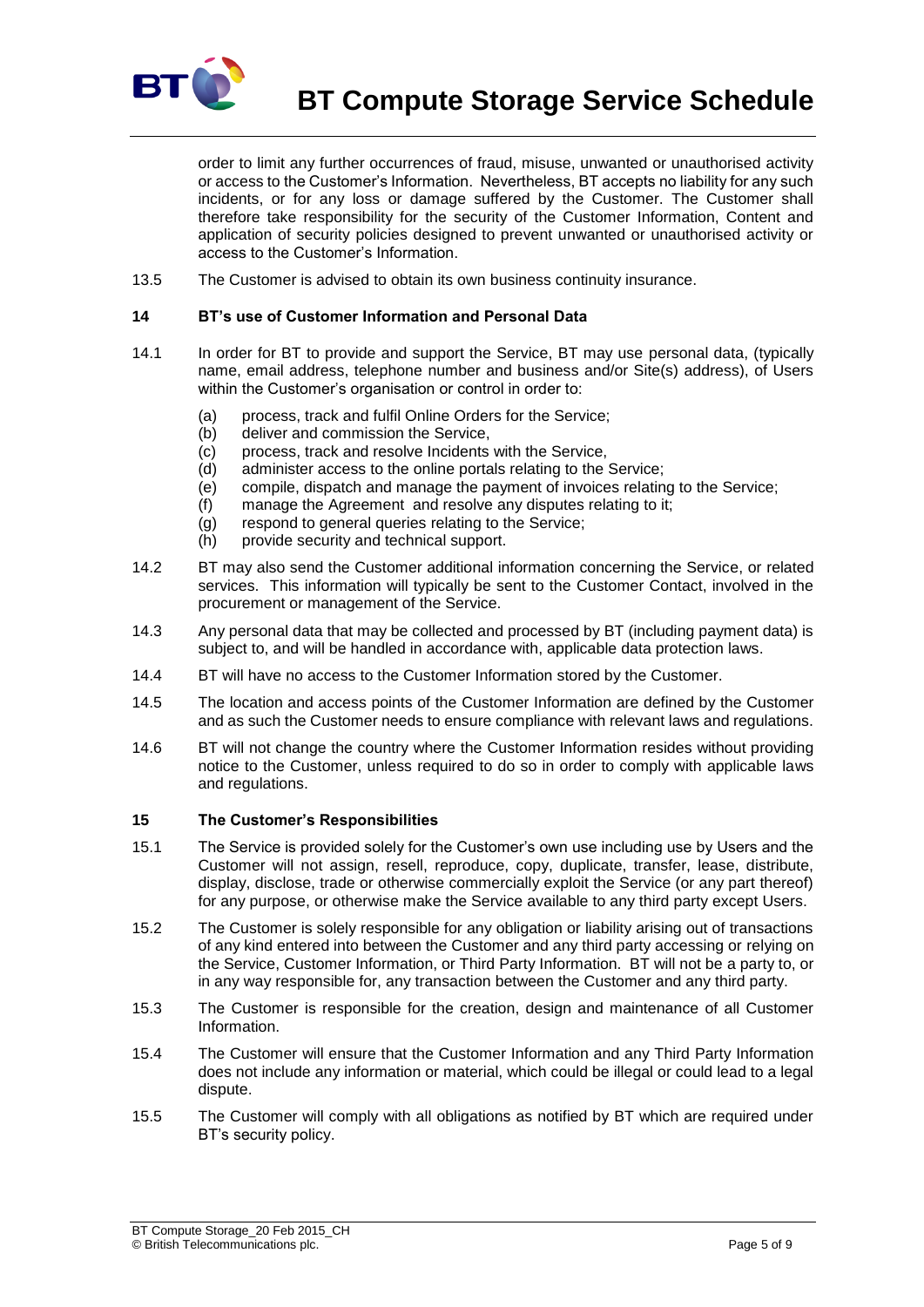order to limit any further occurrences of fraud, misuse, unwanted or unauthorised activity or access to the Customer's Information. Nevertheless, BT accepts no liability for any such incidents, or for any loss or damage suffered by the Customer. The Customer shall therefore take responsibility for the security of the Customer Information, Content and application of security policies designed to prevent unwanted or unauthorised activity or access to the Customer's Information.

13.5 The Customer is advised to obtain its own business continuity insurance.

## 14 BT's use of Customer Information and Personal Data

14.1 In order for BT to provide and support the Service, BT may use personal data, (typically name, email address, telephone number and business and/or Site(s) address), of Users within the Customer's organisation or control in order to:

(a) process, track and fulfil Online Orders for the Service;
(b) deliver and commission the Service,
(c) process, track and resolve Incidents with the Service,
(d) administer access to the online portals relating to the Service;
(e) compile, dispatch and manage the payment of invoices relating to the Service;
(f) manage the Agreement and resolve any disputes relating to it;
(g) respond to general queries relating to the Service;
(h) provide security and technical support.

14.2 BT may also send the Customer additional information concerning the Service, or related services. This information will typically be sent to the Customer Contact, involved in the procurement or management of the Service.

14.3 Any personal data that may be collected and processed by BT (including payment data) is subject to, and will be handled in accordance with, applicable data protection laws.

14.4 BT will have no access to the Customer Information stored by the Customer.

14.5 The location and access points of the Customer Information are defined by the Customer and as such the Customer needs to ensure compliance with relevant laws and regulations.

14.6 BT will not change the country where the Customer Information resides without providing notice to the Customer, unless required to do so in order to comply with applicable laws and regulations.

## 15 The Customer's Responsibilities

15.1 The Service is provided solely for the Customer's own use including use by Users and the Customer will not assign, resell, reproduce, copy, duplicate, transfer, lease, distribute, display, disclose, trade or otherwise commercially exploit the Service (or any part thereof) for any purpose, or otherwise make the Service available to any third party except Users.

15.2 The Customer is solely responsible for any obligation or liability arising out of transactions of any kind entered into between the Customer and any third party accessing or relying on the Service, Customer Information, or Third Party Information. BT will not be a party to, or in any way responsible for, any transaction between the Customer and any third party.

15.3 The Customer is responsible for the creation, design and maintenance of all Customer Information.

15.4 The Customer will ensure that the Customer Information and any Third Party Information does not include any information or material, which could be illegal or could lead to a legal dispute.

15.5 The Customer will comply with all obligations as notified by BT which are required under BT's security policy.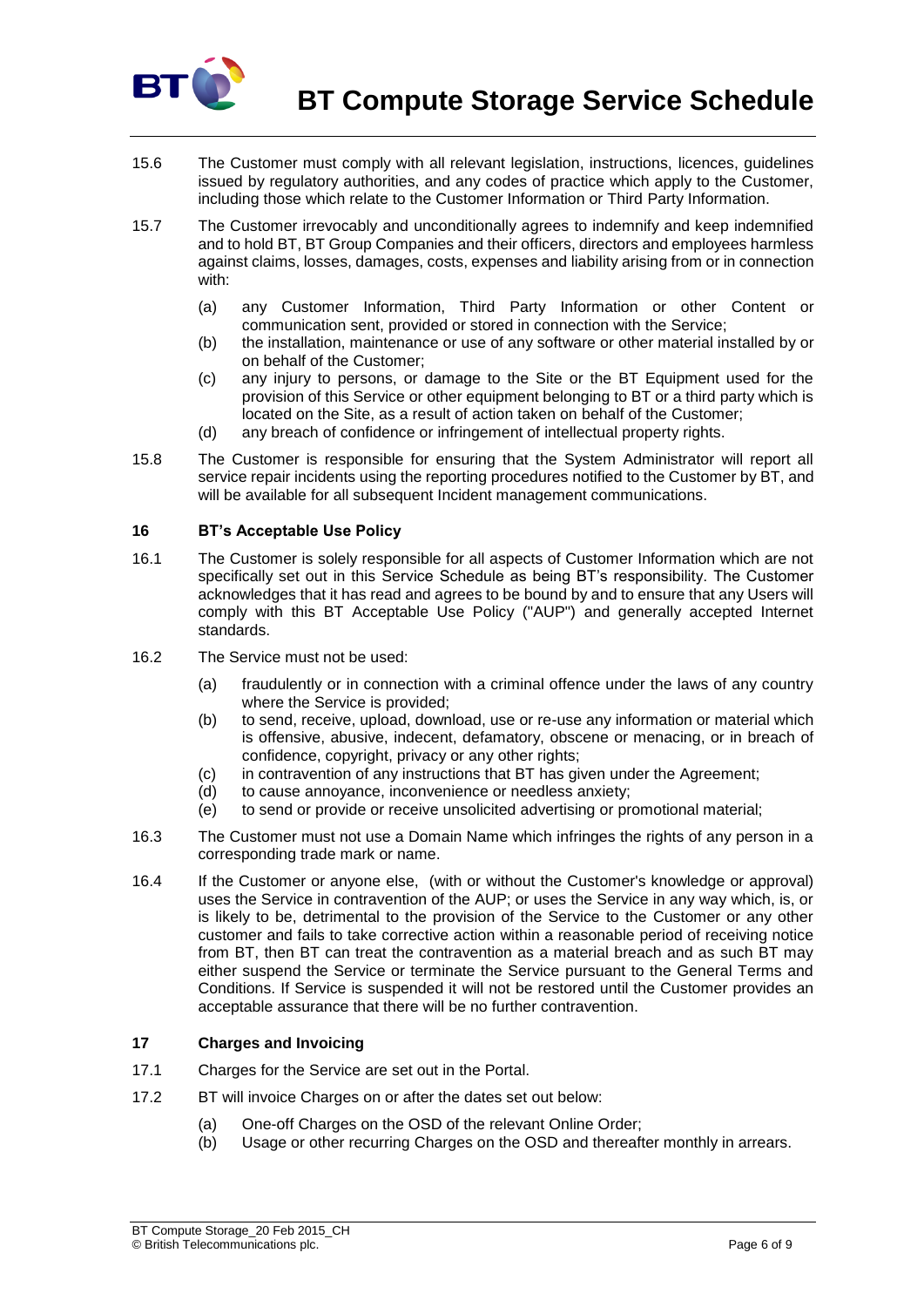15.6 The Customer must comply with all relevant legislation, instructions, licences, guidelines issued by regulatory authorities, and any codes of practice which apply to the Customer, including those which relate to the Customer Information or Third Party Information.

15.7 The Customer irrevocably and unconditionally agrees to indemnify and keep indemnified and to hold BT, BT Group Companies and their officers, directors and employees harmless against claims, losses, damages, costs, expenses and liability arising from or in connection with:

(a) any Customer Information, Third Party Information or other Content or communication sent, provided or stored in connection with the Service;

(b) the installation, maintenance or use of any software or other material installed by or on behalf of the Customer;

(c) any injury to persons, or damage to the Site or the BT Equipment used for the provision of this Service or other equipment belonging to BT or a third party which is located on the Site, as a result of action taken on behalf of the Customer;

(d) any breach of confidence or infringement of intellectual property rights.

15.8 The Customer is responsible for ensuring that the System Administrator will report all service repair incidents using the reporting procedures notified to the Customer by BT, and will be available for all subsequent Incident management communications.

## 16 BT's Acceptable Use Policy

16.1 The Customer is solely responsible for all aspects of Customer Information which are not specifically set out in this Service Schedule as being BT's responsibility. The Customer acknowledges that it has read and agrees to be bound by and to ensure that any Users will comply with this BT Acceptable Use Policy ("AUP") and generally accepted Internet standards.

16.2 The Service must not be used:

(a) fraudulently or in connection with a criminal offence under the laws of any country where the Service is provided;

(b) to send, receive, upload, download, use or re-use any information or material which is offensive, abusive, indecent, defamatory, obscene or menacing, or in breach of confidence, copyright, privacy or any other rights;

(c) in contravention of any instructions that BT has given under the Agreement;

(d) to cause annoyance, inconvenience or needless anxiety;

(e) to send or provide or receive unsolicited advertising or promotional material;

16.3 The Customer must not use a Domain Name which infringes the rights of any person in a corresponding trade mark or name.

16.4 If the Customer or anyone else, (with or without the Customer's knowledge or approval) uses the Service in contravention of the AUP; or uses the Service in any way which, is, or is likely to be, detrimental to the provision of the Service to the Customer or any other customer and fails to take corrective action within a reasonable period of receiving notice from BT, then BT can treat the contravention as a material breach and as such BT may either suspend the Service or terminate the Service pursuant to the General Terms and Conditions. If Service is suspended it will not be restored until the Customer provides an acceptable assurance that there will be no further contravention.

## 17 Charges and Invoicing

17.1 Charges for the Service are set out in the Portal.

17.2 BT will invoice Charges on or after the dates set out below:

(a) One-off Charges on the OSD of the relevant Online Order;

(b) Usage or other recurring Charges on the OSD and thereafter monthly in arrears.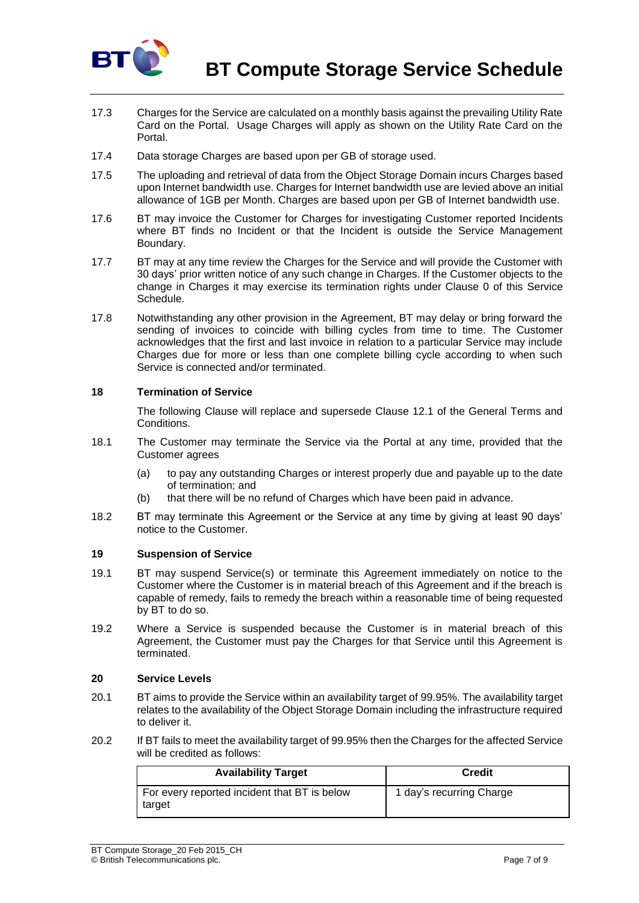17.3 Charges for the Service are calculated on a monthly basis against the prevailing Utility Rate Card on the Portal. Usage Charges will apply as shown on the Utility Rate Card on the Portal.

17.4 Data storage Charges are based upon per GB of storage used.

17.5 The uploading and retrieval of data from the Object Storage Domain incurs Charges based upon Internet bandwidth use. Charges for Internet bandwidth use are levied above an initial allowance of 1GB per Month. Charges are based upon per GB of Internet bandwidth use.

17.6 BT may invoice the Customer for Charges for investigating Customer reported Incidents where BT finds no Incident or that the Incident is outside the Service Management Boundary.

17.7 BT may at any time review the Charges for the Service and will provide the Customer with 30 days' prior written notice of any such change in Charges. If the Customer objects to the change in Charges it may exercise its termination rights under Clause 0 of this Service Schedule.

17.8 Notwithstanding any other provision in the Agreement, BT may delay or bring forward the sending of invoices to coincide with billing cycles from time to time. The Customer acknowledges that the first and last invoice in relation to a particular Service may include Charges due for more or less than one complete billing cycle according to when such Service is connected and/or terminated.

## 18 Termination of Service

The following Clause will replace and supersede Clause 12.1 of the General Terms and Conditions.

18.1 The Customer may terminate the Service via the Portal at any time, provided that the Customer agrees

- (a) to pay any outstanding Charges or interest properly due and payable up to the date of termination; and
- (b) that there will be no refund of Charges which have been paid in advance.

18.2 BT may terminate this Agreement or the Service at any time by giving at least 90 days' notice to the Customer.

## 19 Suspension of Service

19.1 BT may suspend Service(s) or terminate this Agreement immediately on notice to the Customer where the Customer is in material breach of this Agreement and if the breach is capable of remedy, fails to remedy the breach within a reasonable time of being requested by BT to do so.

19.2 Where a Service is suspended because the Customer is in material breach of this Agreement, the Customer must pay the Charges for that Service until this Agreement is terminated.

## 20 Service Levels

20.1 BT aims to provide the Service within an availability target of 99.95%. The availability target relates to the availability of the Object Storage Domain including the infrastructure required to deliver it.

20.2 If BT fails to meet the availability target of 99.95% then the Charges for the affected Service will be credited as follows:

| Availability Target | Credit |
|---|---|
| For every reported incident that BT is below target | 1 day's recurring Charge |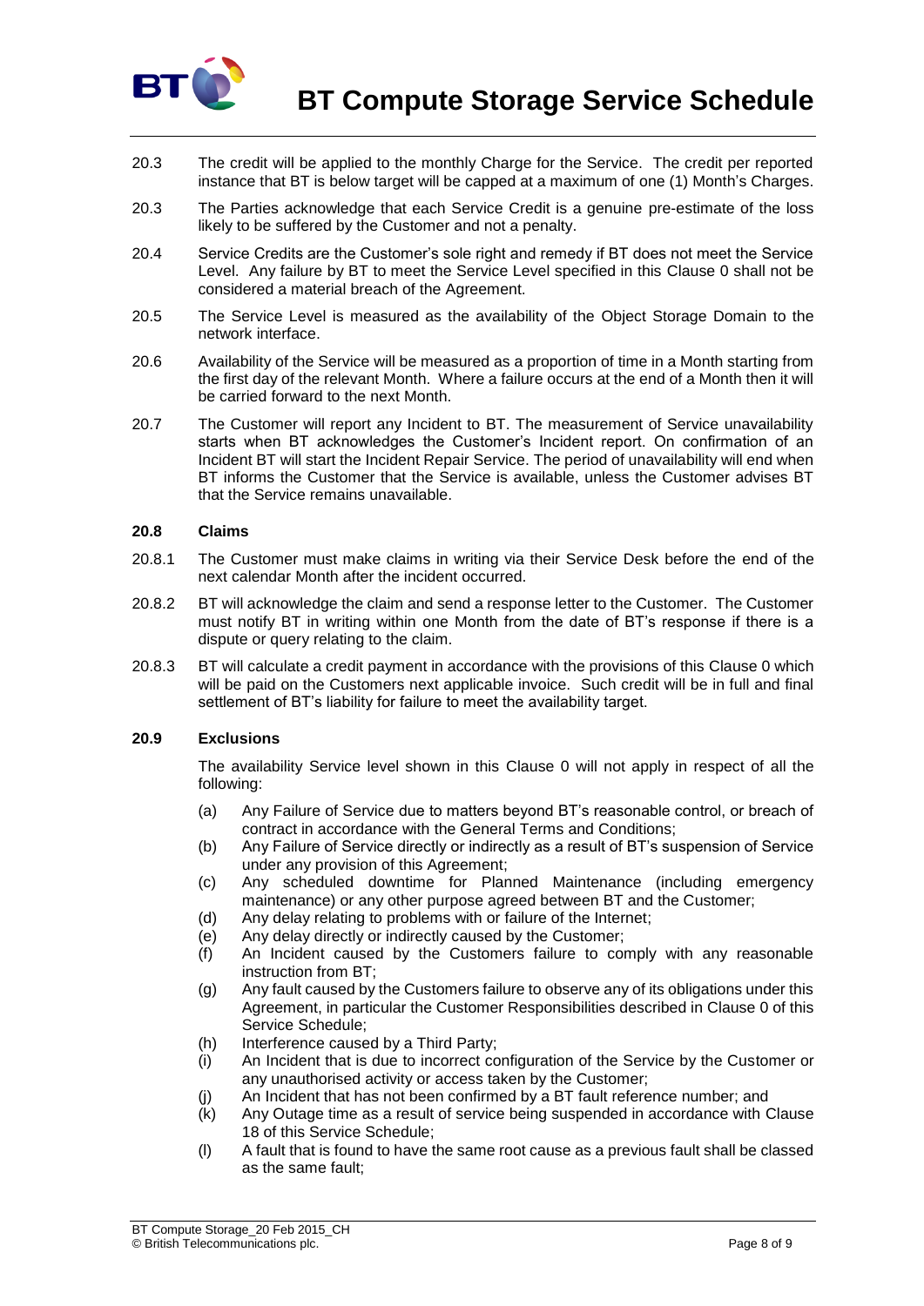20.3 The credit will be applied to the monthly Charge for the Service. The credit per reported instance that BT is below target will be capped at a maximum of one (1) Month's Charges.

20.3 The Parties acknowledge that each Service Credit is a genuine pre-estimate of the loss likely to be suffered by the Customer and not a penalty.

20.4 Service Credits are the Customer's sole right and remedy if BT does not meet the Service Level. Any failure by BT to meet the Service Level specified in this Clause 0 shall not be considered a material breach of the Agreement.

20.5 The Service Level is measured as the availability of the Object Storage Domain to the network interface.

20.6 Availability of the Service will be measured as a proportion of time in a Month starting from the first day of the relevant Month. Where a failure occurs at the end of a Month then it will be carried forward to the next Month.

20.7 The Customer will report any Incident to BT. The measurement of Service unavailability starts when BT acknowledges the Customer's Incident report. On confirmation of an Incident BT will start the Incident Repair Service. The period of unavailability will end when BT informs the Customer that the Service is available, unless the Customer advises BT that the Service remains unavailable.

**20.8 Claims**

20.8.1 The Customer must make claims in writing via their Service Desk before the end of the next calendar Month after the incident occurred.

20.8.2 BT will acknowledge the claim and send a response letter to the Customer. The Customer must notify BT in writing within one Month from the date of BT's response if there is a dispute or query relating to the claim.

20.8.3 BT will calculate a credit payment in accordance with the provisions of this Clause 0 which will be paid on the Customers next applicable invoice. Such credit will be in full and final settlement of BT's liability for failure to meet the availability target.

**20.9 Exclusions**

The availability Service level shown in this Clause 0 will not apply in respect of all the following:

(a) Any Failure of Service due to matters beyond BT's reasonable control, or breach of contract in accordance with the General Terms and Conditions;
(b) Any Failure of Service directly or indirectly as a result of BT's suspension of Service under any provision of this Agreement;
(c) Any scheduled downtime for Planned Maintenance (including emergency maintenance) or any other purpose agreed between BT and the Customer;
(d) Any delay relating to problems with or failure of the Internet;
(e) Any delay directly or indirectly caused by the Customer;
(f) An Incident caused by the Customers failure to comply with any reasonable instruction from BT;
(g) Any fault caused by the Customers failure to observe any of its obligations under this Agreement, in particular the Customer Responsibilities described in Clause 0 of this Service Schedule;
(h) Interference caused by a Third Party;
(i) An Incident that is due to incorrect configuration of the Service by the Customer or any unauthorised activity or access taken by the Customer;
(j) An Incident that has not been confirmed by a BT fault reference number; and
(k) Any Outage time as a result of service being suspended in accordance with Clause 18 of this Service Schedule;
(l) A fault that is found to have the same root cause as a previous fault shall be classed as the same fault;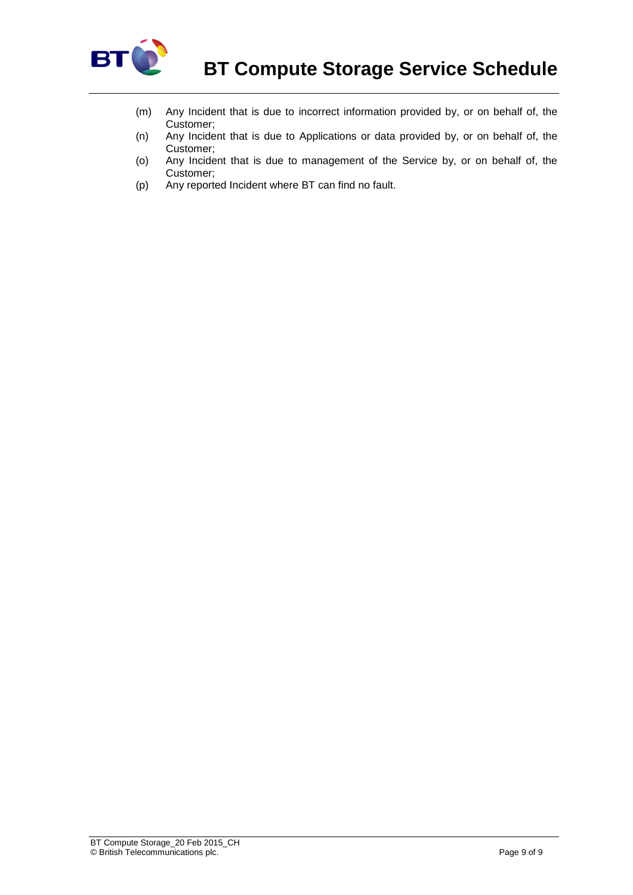(m) Any Incident that is due to incorrect information provided by, or on behalf of, the Customer;

(n) Any Incident that is due to Applications or data provided by, or on behalf of, the Customer;

(o) Any Incident that is due to management of the Service by, or on behalf of, the Customer;

(p) Any reported Incident where BT can find no fault.